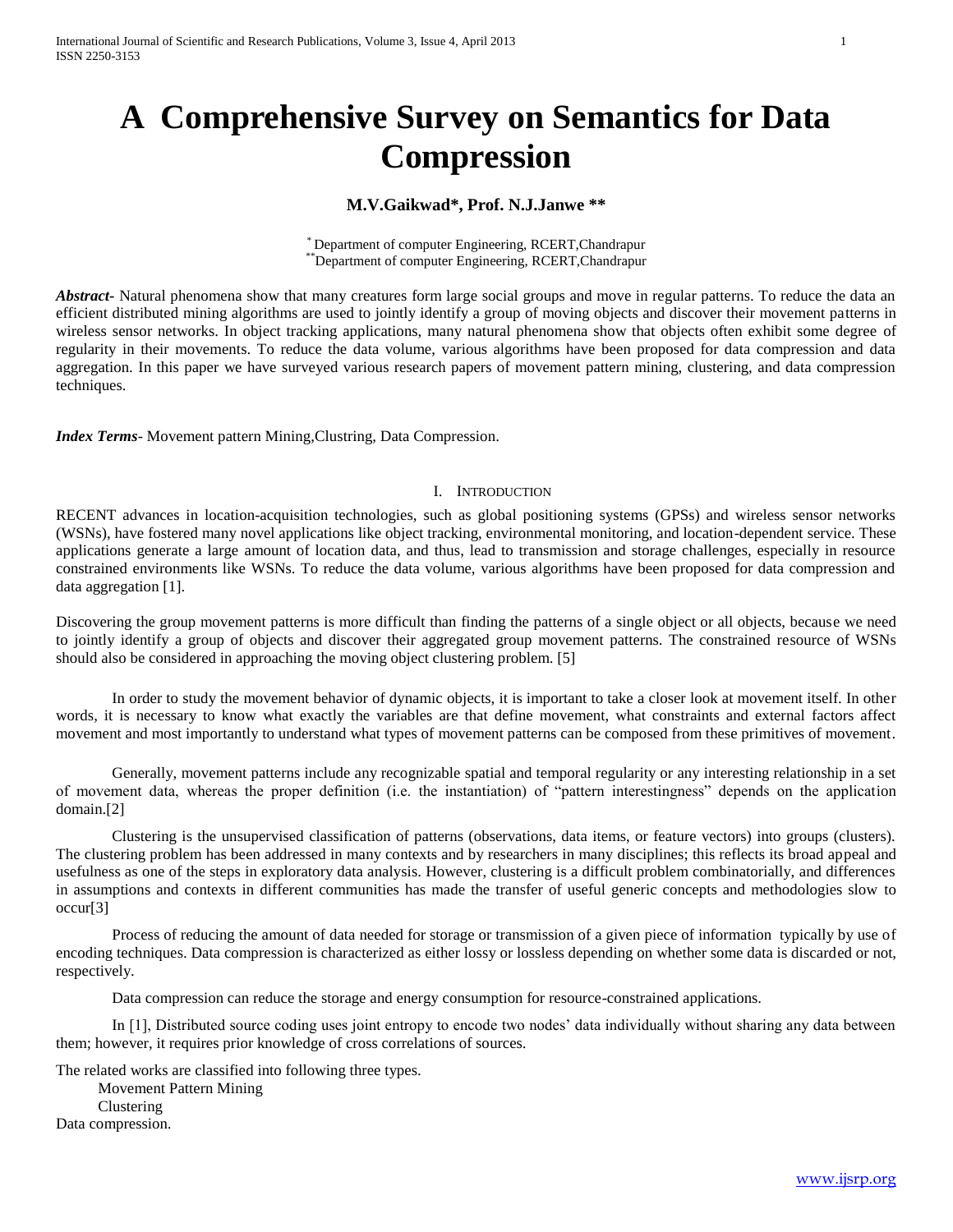# A Comprehensive Survey on Semantics for Data Compression

**M.V.Gaikwad*, Prof. N.J.Janwe ****

* Department of computer Engineering, RCERT,Chandrapur
** Department of computer Engineering, RCERT,Chandrapur

***Abstract***- Natural phenomena show that many creatures form large social groups and move in regular patterns. To reduce the data an efficient distributed mining algorithms are used to jointly identify a group of moving objects and discover their movement patterns in wireless sensor networks. In object tracking applications, many natural phenomena show that objects often exhibit some degree of regularity in their movements. To reduce the data volume, various algorithms have been proposed for data compression and data aggregation. In this paper we have surveyed various research papers of movement pattern mining, clustering, and data compression techniques.

***Index Terms***- Movement pattern Mining,Clustring, Data Compression.

## I. Introduction

RECENT advances in location-acquisition technologies, such as global positioning systems (GPSs) and wireless sensor networks (WSNs), have fostered many novel applications like object tracking, environmental monitoring, and location-dependent service. These applications generate a large amount of location data, and thus, lead to transmission and storage challenges, especially in resource constrained environments like WSNs. To reduce the data volume, various algorithms have been proposed for data compression and data aggregation [1].

Discovering the group movement patterns is more difficult than finding the patterns of a single object or all objects, because we need to jointly identify a group of objects and discover their aggregated group movement patterns. The constrained resource of WSNs should also be considered in approaching the moving object clustering problem. [5]

In order to study the movement behavior of dynamic objects, it is important to take a closer look at movement itself. In other words, it is necessary to know what exactly the variables are that define movement, what constraints and external factors affect movement and most importantly to understand what types of movement patterns can be composed from these primitives of movement.

Generally, movement patterns include any recognizable spatial and temporal regularity or any interesting relationship in a set of movement data, whereas the proper definition (i.e. the instantiation) of "pattern interestingness" depends on the application domain.[2]

Clustering is the unsupervised classification of patterns (observations, data items, or feature vectors) into groups (clusters). The clustering problem has been addressed in many contexts and by researchers in many disciplines; this reflects its broad appeal and usefulness as one of the steps in exploratory data analysis. However, clustering is a difficult problem combinatorially, and differences in assumptions and contexts in different communities has made the transfer of useful generic concepts and methodologies slow to occur[3]

Process of reducing the amount of data needed for storage or transmission of a given piece of information typically by use of encoding techniques. Data compression is characterized as either lossy or lossless depending on whether some data is discarded or not, respectively.

Data compression can reduce the storage and energy consumption for resource-constrained applications.

In [1], Distributed source coding uses joint entropy to encode two nodes' data individually without sharing any data between them; however, it requires prior knowledge of cross correlations of sources.

The related works are classified into following three types.

Movement Pattern Mining
Clustering
Data compression.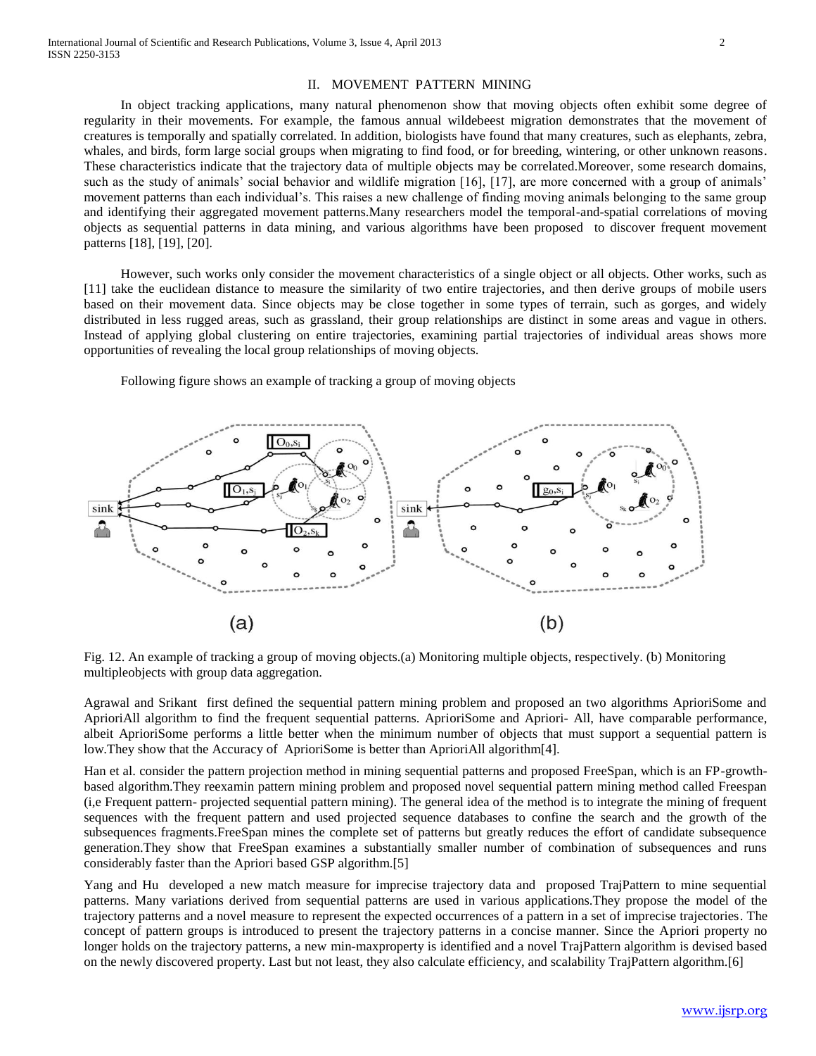## II. MOVEMENT PATTERN MINING

In object tracking applications, many natural phenomenon show that moving objects often exhibit some degree of regularity in their movements. For example, the famous annual wildebeest migration demonstrates that the movement of creatures is temporally and spatially correlated. In addition, biologists have found that many creatures, such as elephants, zebra, whales, and birds, form large social groups when migrating to find food, or for breeding, wintering, or other unknown reasons. These characteristics indicate that the trajectory data of multiple objects may be correlated.Moreover, some research domains, such as the study of animals' social behavior and wildlife migration [16], [17], are more concerned with a group of animals' movement patterns than each individual's. This raises a new challenge of finding moving animals belonging to the same group and identifying their aggregated movement patterns.Many researchers model the temporal-and-spatial correlations of moving objects as sequential patterns in data mining, and various algorithms have been proposed to discover frequent movement patterns [18], [19], [20].

However, such works only consider the movement characteristics of a single object or all objects. Other works, such as [11] take the euclidean distance to measure the similarity of two entire trajectories, and then derive groups of mobile users based on their movement data. Since objects may be close together in some types of terrain, such as gorges, and widely distributed in less rugged areas, such as grassland, their group relationships are distinct in some areas and vague in others. Instead of applying global clustering on entire trajectories, examining partial trajectories of individual areas shows more opportunities of revealing the local group relationships of moving objects.

Following figure shows an example of tracking a group of moving objects

Fig. 12. An example of tracking a group of moving objects.(a) Monitoring multiple objects, respectively. (b) Monitoring multipleobjects with group data aggregation.

Agrawal and Srikant first defined the sequential pattern mining problem and proposed an two algorithms AprioriSome and AprioriAll algorithm to find the frequent sequential patterns. AprioriSome and Apriori- All, have comparable performance, albeit AprioriSome performs a little better when the minimum number of objects that must support a sequential pattern is low.They show that the Accuracy of AprioriSome is better than AprioriAll algorithm[4].

Han et al. consider the pattern projection method in mining sequential patterns and proposed FreeSpan, which is an FP-growth-based algorithm.They reexamin pattern mining problem and proposed novel sequential pattern mining method called Freespan (i,e Frequent pattern- projected sequential pattern mining). The general idea of the method is to integrate the mining of frequent sequences with the frequent pattern and used projected sequence databases to confine the search and the growth of the subsequences fragments.FreeSpan mines the complete set of patterns but greatly reduces the effort of candidate subsequence generation.They show that FreeSpan examines a substantially smaller number of combination of subsequences and runs considerably faster than the Apriori based GSP algorithm.[5]

Yang and Hu developed a new match measure for imprecise trajectory data and proposed TrajPattern to mine sequential patterns. Many variations derived from sequential patterns are used in various applications.They propose the model of the trajectory patterns and a novel measure to represent the expected occurrences of a pattern in a set of imprecise trajectories. The concept of pattern groups is introduced to present the trajectory patterns in a concise manner. Since the Apriori property no longer holds on the trajectory patterns, a new min-maxproperty is identified and a novel TrajPattern algorithm is devised based on the newly discovered property. Last but not least, they also calculate efficiency, and scalability TrajPattern algorithm.[6]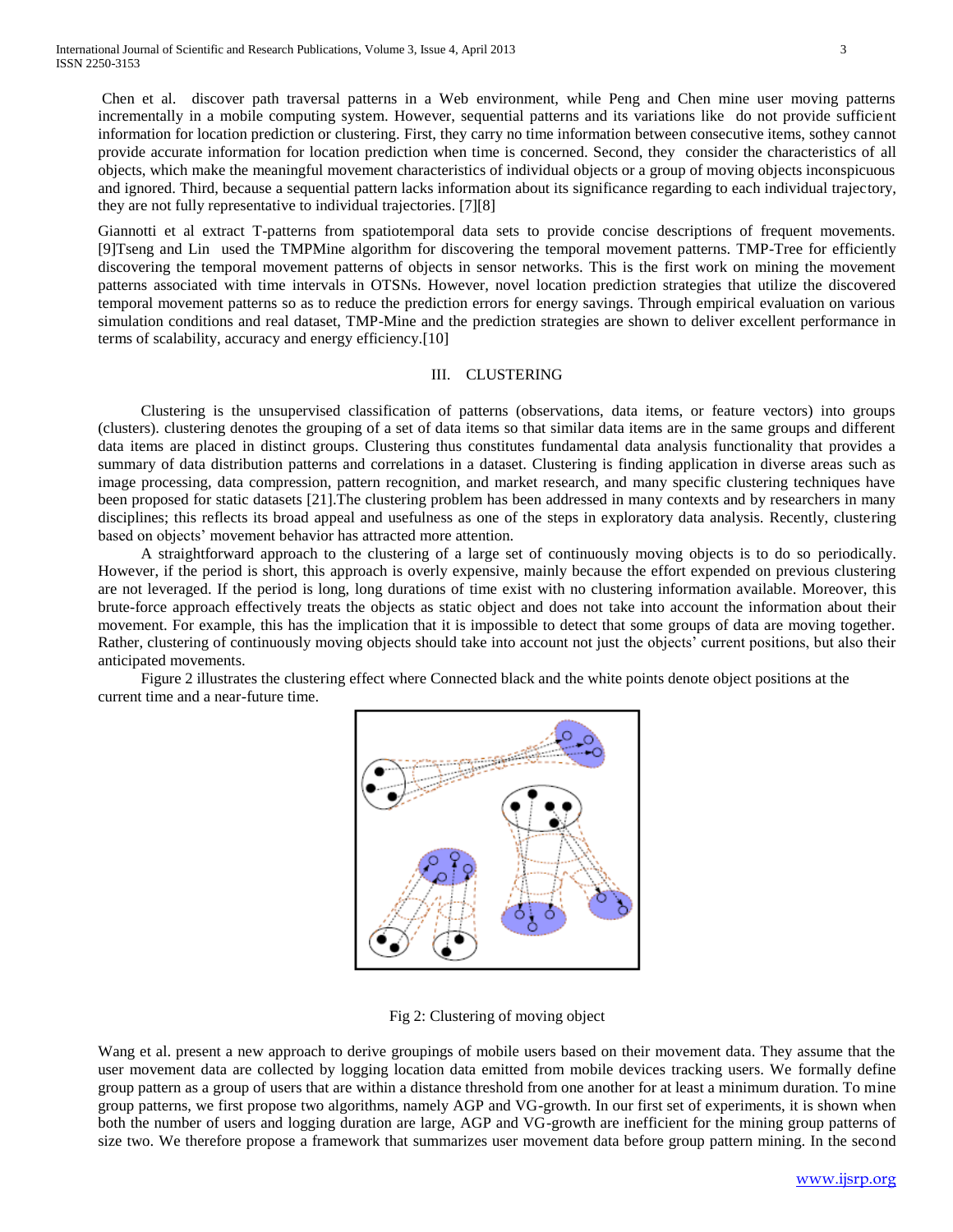Chen et al. discover path traversal patterns in a Web environment, while Peng and Chen mine user moving patterns incrementally in a mobile computing system. However, sequential patterns and its variations like do not provide sufficient information for location prediction or clustering. First, they carry no time information between consecutive items, sothey cannot provide accurate information for location prediction when time is concerned. Second, they consider the characteristics of all objects, which make the meaningful movement characteristics of individual objects or a group of moving objects inconspicuous and ignored. Third, because a sequential pattern lacks information about its significance regarding to each individual trajectory, they are not fully representative to individual trajectories. [7][8]

Giannotti et al extract T-patterns from spatiotemporal data sets to provide concise descriptions of frequent movements. [9]Tseng and Lin used the TMPMine algorithm for discovering the temporal movement patterns. TMP-Tree for efficiently discovering the temporal movement patterns of objects in sensor networks. This is the first work on mining the movement patterns associated with time intervals in OTSNs. However, novel location prediction strategies that utilize the discovered temporal movement patterns so as to reduce the prediction errors for energy savings. Through empirical evaluation on various simulation conditions and real dataset, TMP-Mine and the prediction strategies are shown to deliver excellent performance in terms of scalability, accuracy and energy efficiency.[10]

## III. CLUSTERING

Clustering is the unsupervised classification of patterns (observations, data items, or feature vectors) into groups (clusters). clustering denotes the grouping of a set of data items so that similar data items are in the same groups and different data items are placed in distinct groups. Clustering thus constitutes fundamental data analysis functionality that provides a summary of data distribution patterns and correlations in a dataset. Clustering is finding application in diverse areas such as image processing, data compression, pattern recognition, and market research, and many specific clustering techniques have been proposed for static datasets [21].The clustering problem has been addressed in many contexts and by researchers in many disciplines; this reflects its broad appeal and usefulness as one of the steps in exploratory data analysis. Recently, clustering based on objects' movement behavior has attracted more attention.

A straightforward approach to the clustering of a large set of continuously moving objects is to do so periodically. However, if the period is short, this approach is overly expensive, mainly because the effort expended on previous clustering are not leveraged. If the period is long, long durations of time exist with no clustering information available. Moreover, this brute-force approach effectively treats the objects as static object and does not take into account the information about their movement. For example, this has the implication that it is impossible to detect that some groups of data are moving together. Rather, clustering of continuously moving objects should take into account not just the objects' current positions, but also their anticipated movements.

Figure 2 illustrates the clustering effect where Connected black and the white points denote object positions at the current time and a near-future time.

Fig 2: Clustering of moving object

Wang et al. present a new approach to derive groupings of mobile users based on their movement data. They assume that the user movement data are collected by logging location data emitted from mobile devices tracking users. We formally define group pattern as a group of users that are within a distance threshold from one another for at least a minimum duration. To mine group patterns, we first propose two algorithms, namely AGP and VG-growth. In our first set of experiments, it is shown when both the number of users and logging duration are large, AGP and VG-growth are inefficient for the mining group patterns of size two. We therefore propose a framework that summarizes user movement data before group pattern mining. In the second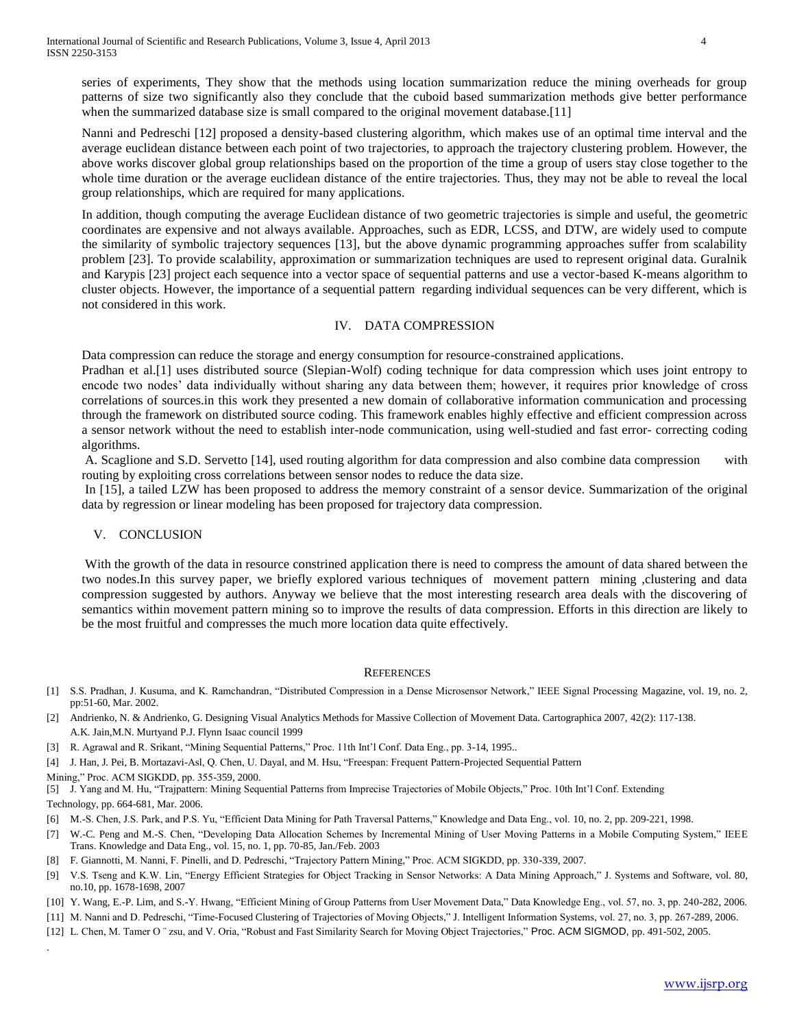series of experiments, They show that the methods using location summarization reduce the mining overheads for group patterns of size two significantly also they conclude that the cuboid based summarization methods give better performance when the summarized database size is small compared to the original movement database.[11]

Nanni and Pedreschi [12] proposed a density-based clustering algorithm, which makes use of an optimal time interval and the average euclidean distance between each point of two trajectories, to approach the trajectory clustering problem. However, the above works discover global group relationships based on the proportion of the time a group of users stay close together to the whole time duration or the average euclidean distance of the entire trajectories. Thus, they may not be able to reveal the local group relationships, which are required for many applications.

In addition, though computing the average Euclidean distance of two geometric trajectories is simple and useful, the geometric coordinates are expensive and not always available. Approaches, such as EDR, LCSS, and DTW, are widely used to compute the similarity of symbolic trajectory sequences [13], but the above dynamic programming approaches suffer from scalability problem [23]. To provide scalability, approximation or summarization techniques are used to represent original data. Guralnik and Karypis [23] project each sequence into a vector space of sequential patterns and use a vector-based K-means algorithm to cluster objects. However, the importance of a sequential pattern regarding individual sequences can be very different, which is not considered in this work.

## IV. DATA COMPRESSION

Data compression can reduce the storage and energy consumption for resource-constrained applications.

Pradhan et al.[1] uses distributed source (Slepian-Wolf) coding technique for data compression which uses joint entropy to encode two nodes' data individually without sharing any data between them; however, it requires prior knowledge of cross correlations of sources.in this work they presented a new domain of collaborative information communication and processing through the framework on distributed source coding. This framework enables highly effective and efficient compression across a sensor network without the need to establish inter-node communication, using well-studied and fast error- correcting coding algorithms.

A. Scaglione and S.D. Servetto [14], used routing algorithm for data compression and also combine data compression with routing by exploiting cross correlations between sensor nodes to reduce the data size.

In [15], a tailed LZW has been proposed to address the memory constraint of a sensor device. Summarization of the original data by regression or linear modeling has been proposed for trajectory data compression.

## V. CONCLUSION

With the growth of the data in resource constrined application there is need to compress the amount of data shared between the two nodes.In this survey paper, we briefly explored various techniques of movement pattern mining ,clustering and data compression suggested by authors. Anyway we believe that the most interesting research area deals with the discovering of semantics within movement pattern mining so to improve the results of data compression. Efforts in this direction are likely to be the most fruitful and compresses the much more location data quite effectively.

## REFERENCES

[1] S.S. Pradhan, J. Kusuma, and K. Ramchandran, "Distributed Compression in a Dense Microsensor Network," IEEE Signal Processing Magazine, vol. 19, no. 2, pp:51-60, Mar. 2002.

[2] Andrienko, N. & Andrienko, G. Designing Visual Analytics Methods for Massive Collection of Movement Data. Cartographica 2007, 42(2): 117-138. A.K. Jain,M.N. Murtyand P.J. Flynn Isaac council 1999

[3] R. Agrawal and R. Srikant, "Mining Sequential Patterns," Proc. 11th Int'l Conf. Data Eng., pp. 3-14, 1995..

[4] J. Han, J. Pei, B. Mortazavi-Asl, Q. Chen, U. Dayal, and M. Hsu, "Freespan: Frequent Pattern-Projected Sequential Pattern Mining," Proc. ACM SIGKDD, pp. 355-359, 2000.

[5] J. Yang and M. Hu, "Trajpattern: Mining Sequential Patterns from Imprecise Trajectories of Mobile Objects," Proc. 10th Int'l Conf. Extending Technology, pp. 664-681, Mar. 2006.

[6] M.-S. Chen, J.S. Park, and P.S. Yu, "Efficient Data Mining for Path Traversal Patterns," Knowledge and Data Eng., vol. 10, no. 2, pp. 209-221, 1998.

[7] W.-C. Peng and M.-S. Chen, "Developing Data Allocation Schemes by Incremental Mining of User Moving Patterns in a Mobile Computing System," IEEE Trans. Knowledge and Data Eng., vol. 15, no. 1, pp. 70-85, Jan./Feb. 2003

[8] F. Giannotti, M. Nanni, F. Pinelli, and D. Pedreschi, "Trajectory Pattern Mining," Proc. ACM SIGKDD, pp. 330-339, 2007.

[9] V.S. Tseng and K.W. Lin, "Energy Efficient Strategies for Object Tracking in Sensor Networks: A Data Mining Approach," J. Systems and Software, vol. 80, no.10, pp. 1678-1698, 2007

[10] Y. Wang, E.-P. Lim, and S.-Y. Hwang, "Efficient Mining of Group Patterns from User Movement Data," Data Knowledge Eng., vol. 57, no. 3, pp. 240-282, 2006.

[11] M. Nanni and D. Pedreschi, "Time-Focused Clustering of Trajectories of Moving Objects," J. Intelligent Information Systems, vol. 27, no. 3, pp. 267-289, 2006.

[12] L. Chen, M. Tamer O ̈ zsu, and V. Oria, "Robust and Fast Similarity Search for Moving Object Trajectories," Proc. ACM SIGMOD, pp. 491-502, 2005.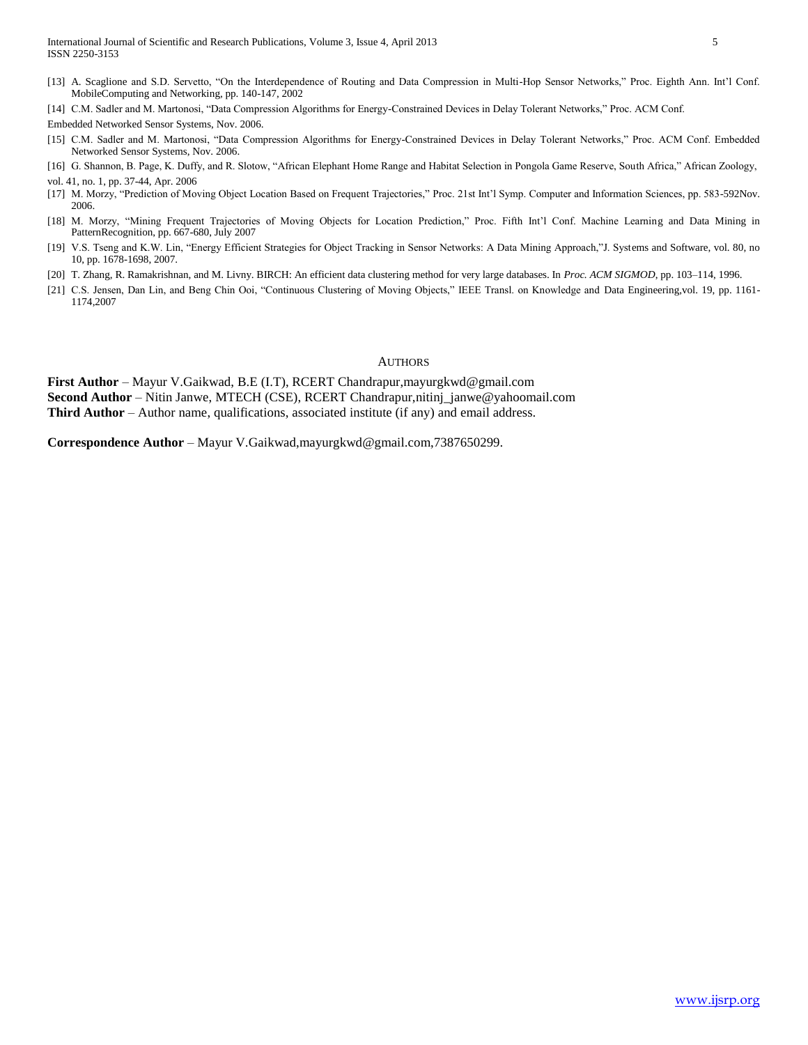[13] A. Scaglione and S.D. Servetto, "On the Interdependence of Routing and Data Compression in Multi-Hop Sensor Networks," Proc. Eighth Ann. Int'l Conf. MobileComputing and Networking, pp. 140-147, 2002

[14] C.M. Sadler and M. Martonosi, "Data Compression Algorithms for Energy-Constrained Devices in Delay Tolerant Networks," Proc. ACM Conf. Embedded Networked Sensor Systems, Nov. 2006.

[15] C.M. Sadler and M. Martonosi, "Data Compression Algorithms for Energy-Constrained Devices in Delay Tolerant Networks," Proc. ACM Conf. Embedded Networked Sensor Systems, Nov. 2006.

[16] G. Shannon, B. Page, K. Duffy, and R. Slotow, "African Elephant Home Range and Habitat Selection in Pongola Game Reserve, South Africa," African Zoology, vol. 41, no. 1, pp. 37-44, Apr. 2006

[17] M. Morzy, "Prediction of Moving Object Location Based on Frequent Trajectories," Proc. 21st Int'l Symp. Computer and Information Sciences, pp. 583-592Nov. 2006.

[18] M. Morzy, "Mining Frequent Trajectories of Moving Objects for Location Prediction," Proc. Fifth Int'l Conf. Machine Learning and Data Mining in PatternRecognition, pp. 667-680, July 2007

[19] V.S. Tseng and K.W. Lin, "Energy Efficient Strategies for Object Tracking in Sensor Networks: A Data Mining Approach,"J. Systems and Software, vol. 80, no 10, pp. 1678-1698, 2007.

[20] T. Zhang, R. Ramakrishnan, and M. Livny. BIRCH: An efficient data clustering method for very large databases. In *Proc. ACM SIGMOD*, pp. 103–114, 1996.

[21] C.S. Jensen, Dan Lin, and Beng Chin Ooi, "Continuous Clustering of Moving Objects," IEEE Transl. on Knowledge and Data Engineering,vol. 19, pp. 1161-1174,2007

## AUTHORS

**First Author** – Mayur V.Gaikwad, B.E (I.T), RCERT Chandrapur,mayurgkwd@gmail.com
**Second Author** – Nitin Janwe, MTECH (CSE), RCERT Chandrapur,nitinj_janwe@yahoomail.com
**Third Author** – Author name, qualifications, associated institute (if any) and email address.

**Correspondence Author** – Mayur V.Gaikwad,mayurgkwd@gmail.com,7387650299.